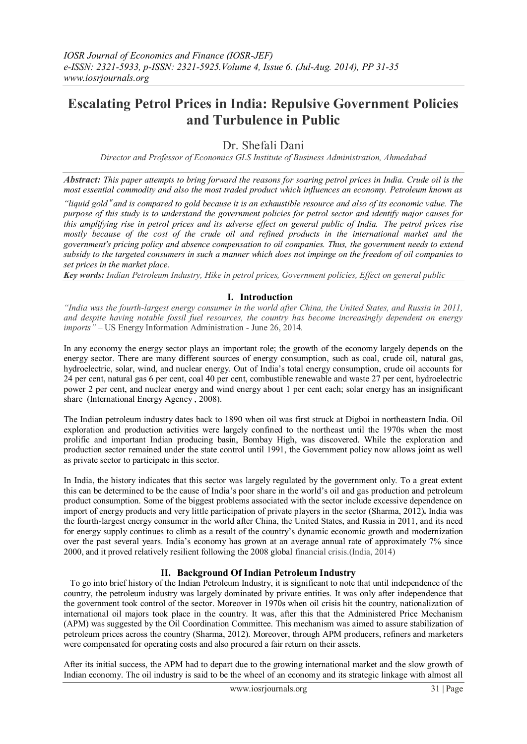# Escalating Petrol Prices in India: Repulsive Government Policies and Turbulence in Public

Dr. Shefali Dani

*Director and Professor of Economics GLS Institute of Business Administration, Ahmedabad*

***Abstract:*** *This paper attempts to bring forward the reasons for soaring petrol prices in India. Crude oil is the most essential commodity and also the most traded product which influences an economy. Petroleum known as "liquid gold" and is compared to gold because it is an exhaustible resource and also of its economic value. The purpose of this study is to understand the government policies for petrol sector and identify major causes for this amplifying rise in petrol prices and its adverse effect on general public of India. The petrol prices rise mostly because of the cost of the crude oil and refined products in the international market and the government's pricing policy and absence compensation to oil companies. Thus, the government needs to extend subsidy to the targeted consumers in such a manner which does not impinge on the freedom of oil companies to set prices in the market place.*

***Key words:*** *Indian Petroleum Industry, Hike in petrol prices, Government policies, Effect on general public*

## I. Introduction

*"India was the fourth-largest energy consumer in the world after China, the United States, and Russia in 2011, and despite having notable fossil fuel resources, the country has become increasingly dependent on energy imports"* – US Energy Information Administration - June 26, 2014.

In any economy the energy sector plays an important role; the growth of the economy largely depends on the energy sector. There are many different sources of energy consumption, such as coal, crude oil, natural gas, hydroelectric, solar, wind, and nuclear energy. Out of India's total energy consumption, crude oil accounts for 24 per cent, natural gas 6 per cent, coal 40 per cent, combustible renewable and waste 27 per cent, hydroelectric power 2 per cent, and nuclear energy and wind energy about 1 per cent each; solar energy has an insignificant share (International Energy Agency , 2008).

The Indian petroleum industry dates back to 1890 when oil was first struck at Digboi in northeastern India. Oil exploration and production activities were largely confined to the northeast until the 1970s when the most prolific and important Indian producing basin, Bombay High, was discovered. While the exploration and production sector remained under the state control until 1991, the Government policy now allows joint as well as private sector to participate in this sector.

In India, the history indicates that this sector was largely regulated by the government only. To a great extent this can be determined to be the cause of India's poor share in the world's oil and gas production and petroleum product consumption. Some of the biggest problems associated with the sector include excessive dependence on import of energy products and very little participation of private players in the sector (Sharma, 2012)**.** India was the fourth-largest energy consumer in the world after China, the United States, and Russia in 2011, and its need for energy supply continues to climb as a result of the country's dynamic economic growth and modernization over the past several years. India's economy has grown at an average annual rate of approximately 7% since 2000, and it proved relatively resilient following the 2008 global financial crisis.(India, 2014)

## II. Background Of Indian Petroleum Industry

To go into brief history of the Indian Petroleum Industry, it is significant to note that until independence of the country, the petroleum industry was largely dominated by private entities. It was only after independence that the government took control of the sector. Moreover in 1970s when oil crisis hit the country, nationalization of international oil majors took place in the country. It was, after this that the Administered Price Mechanism (APM) was suggested by the Oil Coordination Committee. This mechanism was aimed to assure stabilization of petroleum prices across the country (Sharma, 2012). Moreover, through APM producers, refiners and marketers were compensated for operating costs and also procured a fair return on their assets.

After its initial success, the APM had to depart due to the growing international market and the slow growth of Indian economy. The oil industry is said to be the wheel of an economy and its strategic linkage with almost all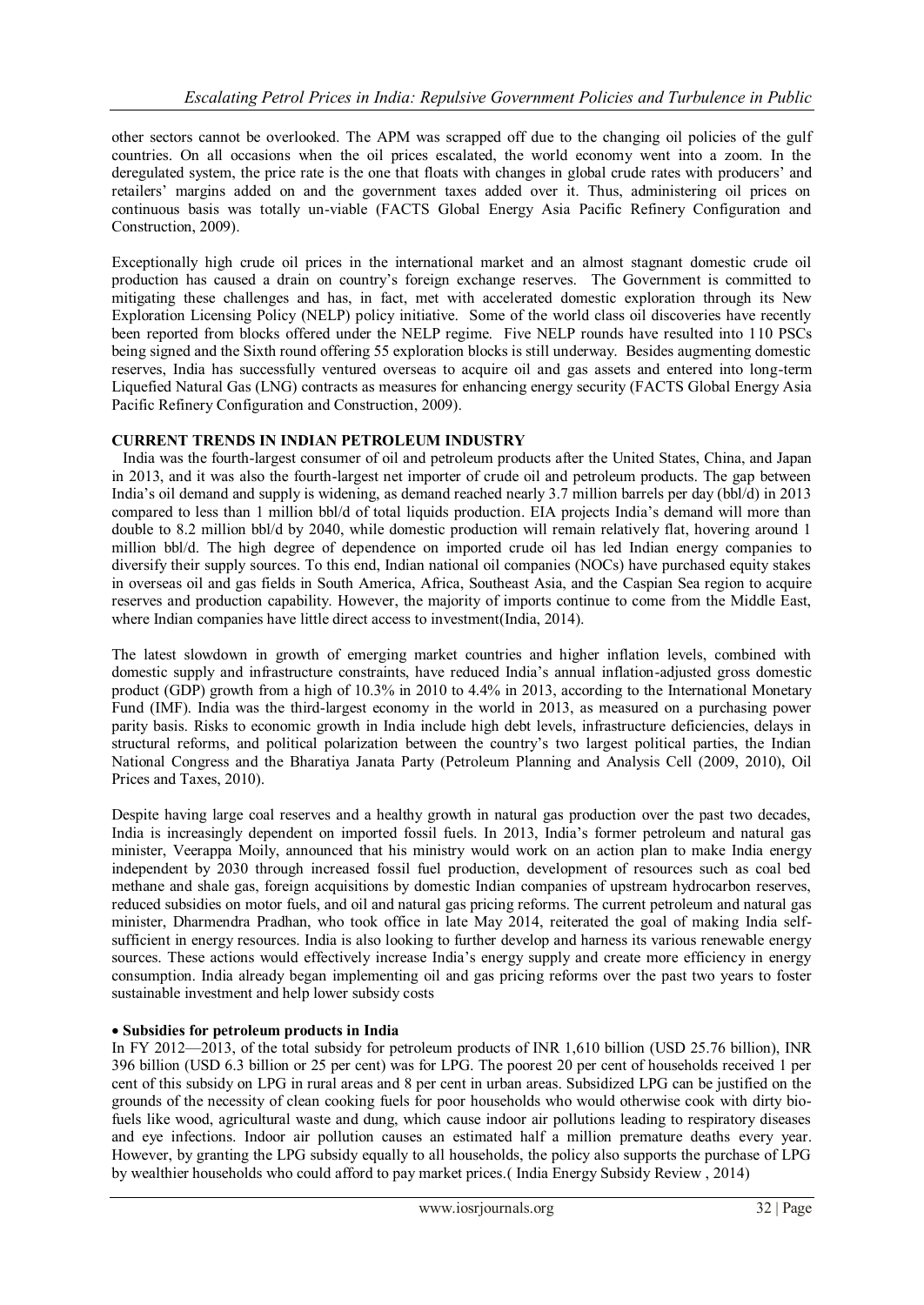other sectors cannot be overlooked. The APM was scrapped off due to the changing oil policies of the gulf countries. On all occasions when the oil prices escalated, the world economy went into a zoom. In the deregulated system, the price rate is the one that floats with changes in global crude rates with producers' and retailers' margins added on and the government taxes added over it. Thus, administering oil prices on continuous basis was totally un-viable (FACTS Global Energy Asia Pacific Refinery Configuration and Construction, 2009).

Exceptionally high crude oil prices in the international market and an almost stagnant domestic crude oil production has caused a drain on country's foreign exchange reserves. The Government is committed to mitigating these challenges and has, in fact, met with accelerated domestic exploration through its New Exploration Licensing Policy (NELP) policy initiative. Some of the world class oil discoveries have recently been reported from blocks offered under the NELP regime. Five NELP rounds have resulted into 110 PSCs being signed and the Sixth round offering 55 exploration blocks is still underway. Besides augmenting domestic reserves, India has successfully ventured overseas to acquire oil and gas assets and entered into long-term Liquefied Natural Gas (LNG) contracts as measures for enhancing energy security (FACTS Global Energy Asia Pacific Refinery Configuration and Construction, 2009).

## CURRENT TRENDS IN INDIAN PETROLEUM INDUSTRY

India was the fourth-largest consumer of oil and petroleum products after the United States, China, and Japan in 2013, and it was also the fourth-largest net importer of crude oil and petroleum products. The gap between India's oil demand and supply is widening, as demand reached nearly 3.7 million barrels per day (bbl/d) in 2013 compared to less than 1 million bbl/d of total liquids production. EIA projects India's demand will more than double to 8.2 million bbl/d by 2040, while domestic production will remain relatively flat, hovering around 1 million bbl/d. The high degree of dependence on imported crude oil has led Indian energy companies to diversify their supply sources. To this end, Indian national oil companies (NOCs) have purchased equity stakes in overseas oil and gas fields in South America, Africa, Southeast Asia, and the Caspian Sea region to acquire reserves and production capability. However, the majority of imports continue to come from the Middle East, where Indian companies have little direct access to investment(India, 2014).

The latest slowdown in growth of emerging market countries and higher inflation levels, combined with domestic supply and infrastructure constraints, have reduced India's annual inflation-adjusted gross domestic product (GDP) growth from a high of 10.3% in 2010 to 4.4% in 2013, according to the International Monetary Fund (IMF). India was the third-largest economy in the world in 2013, as measured on a purchasing power parity basis. Risks to economic growth in India include high debt levels, infrastructure deficiencies, delays in structural reforms, and political polarization between the country's two largest political parties, the Indian National Congress and the Bharatiya Janata Party (Petroleum Planning and Analysis Cell (2009, 2010), Oil Prices and Taxes, 2010).

Despite having large coal reserves and a healthy growth in natural gas production over the past two decades, India is increasingly dependent on imported fossil fuels. In 2013, India's former petroleum and natural gas minister, Veerappa Moily, announced that his ministry would work on an action plan to make India energy independent by 2030 through increased fossil fuel production, development of resources such as coal bed methane and shale gas, foreign acquisitions by domestic Indian companies of upstream hydrocarbon reserves, reduced subsidies on motor fuels, and oil and natural gas pricing reforms. The current petroleum and natural gas minister, Dharmendra Pradhan, who took office in late May 2014, reiterated the goal of making India self-sufficient in energy resources. India is also looking to further develop and harness its various renewable energy sources. These actions would effectively increase India's energy supply and create more efficiency in energy consumption. India already began implementing oil and gas pricing reforms over the past two years to foster sustainable investment and help lower subsidy costs

- **Subsidies for petroleum products in India**

In FY 2012—2013, of the total subsidy for petroleum products of INR 1,610 billion (USD 25.76 billion), INR 396 billion (USD 6.3 billion or 25 per cent) was for LPG. The poorest 20 per cent of households received 1 per cent of this subsidy on LPG in rural areas and 8 per cent in urban areas. Subsidized LPG can be justified on the grounds of the necessity of clean cooking fuels for poor households who would otherwise cook with dirty bio-fuels like wood, agricultural waste and dung, which cause indoor air pollutions leading to respiratory diseases and eye infections. Indoor air pollution causes an estimated half a million premature deaths every year. However, by granting the LPG subsidy equally to all households, the policy also supports the purchase of LPG by wealthier households who could afford to pay market prices.( India Energy Subsidy Review , 2014)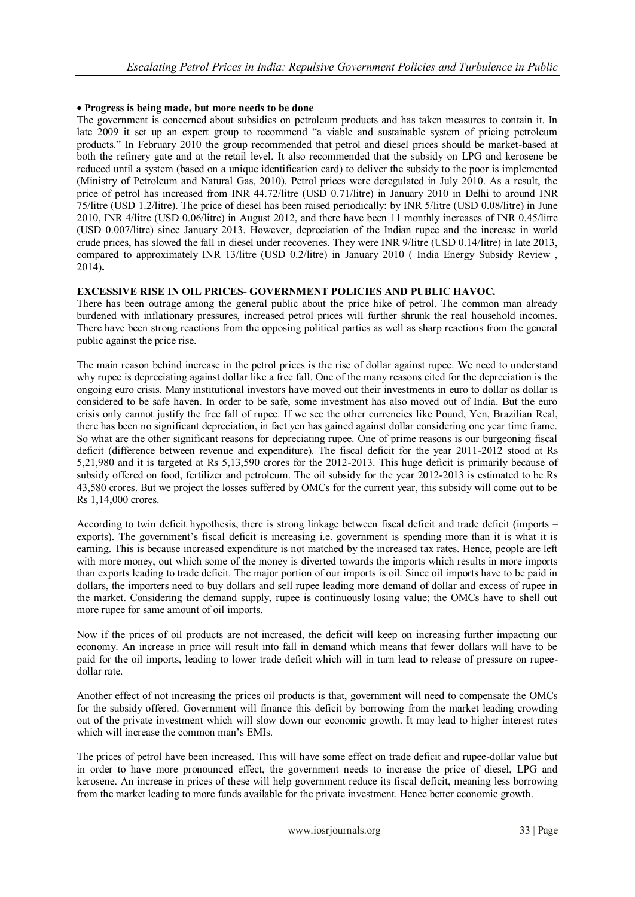- **Progress is being made, but more needs to be done**

The government is concerned about subsidies on petroleum products and has taken measures to contain it. In late 2009 it set up an expert group to recommend "a viable and sustainable system of pricing petroleum products." In February 2010 the group recommended that petrol and diesel prices should be market-based at both the refinery gate and at the retail level. It also recommended that the subsidy on LPG and kerosene be reduced until a system (based on a unique identification card) to deliver the subsidy to the poor is implemented (Ministry of Petroleum and Natural Gas, 2010). Petrol prices were deregulated in July 2010. As a result, the price of petrol has increased from INR 44.72/litre (USD 0.71/litre) in January 2010 in Delhi to around INR 75/litre (USD 1.2/litre). The price of diesel has been raised periodically: by INR 5/litre (USD 0.08/litre) in June 2010, INR 4/litre (USD 0.06/litre) in August 2012, and there have been 11 monthly increases of INR 0.45/litre (USD 0.007/litre) since January 2013. However, depreciation of the Indian rupee and the increase in world crude prices, has slowed the fall in diesel under recoveries. They were INR 9/litre (USD 0.14/litre) in late 2013, compared to approximately INR 13/litre (USD 0.2/litre) in January 2010 ( India Energy Subsidy Review , 2014)**.**

**EXCESSIVE RISE IN OIL PRICES- GOVERNMENT POLICIES AND PUBLIC HAVOC.**

There has been outrage among the general public about the price hike of petrol. The common man already burdened with inflationary pressures, increased petrol prices will further shrunk the real household incomes. There have been strong reactions from the opposing political parties as well as sharp reactions from the general public against the price rise.

The main reason behind increase in the petrol prices is the rise of dollar against rupee. We need to understand why rupee is depreciating against dollar like a free fall. One of the many reasons cited for the depreciation is the ongoing euro crisis. Many institutional investors have moved out their investments in euro to dollar as dollar is considered to be safe haven. In order to be safe, some investment has also moved out of India. But the euro crisis only cannot justify the free fall of rupee. If we see the other currencies like Pound, Yen, Brazilian Real, there has been no significant depreciation, in fact yen has gained against dollar considering one year time frame. So what are the other significant reasons for depreciating rupee. One of prime reasons is our burgeoning fiscal deficit (difference between revenue and expenditure). The fiscal deficit for the year 2011-2012 stood at Rs 5,21,980 and it is targeted at Rs 5,13,590 crores for the 2012-2013. This huge deficit is primarily because of subsidy offered on food, fertilizer and petroleum. The oil subsidy for the year 2012-2013 is estimated to be Rs 43,580 crores. But we project the losses suffered by OMCs for the current year, this subsidy will come out to be Rs 1,14,000 crores.

According to twin deficit hypothesis, there is strong linkage between fiscal deficit and trade deficit (imports – exports). The government's fiscal deficit is increasing i.e. government is spending more than it is what it is earning. This is because increased expenditure is not matched by the increased tax rates. Hence, people are left with more money, out which some of the money is diverted towards the imports which results in more imports than exports leading to trade deficit. The major portion of our imports is oil. Since oil imports have to be paid in dollars, the importers need to buy dollars and sell rupee leading more demand of dollar and excess of rupee in the market. Considering the demand supply, rupee is continuously losing value; the OMCs have to shell out more rupee for same amount of oil imports.

Now if the prices of oil products are not increased, the deficit will keep on increasing further impacting our economy. An increase in price will result into fall in demand which means that fewer dollars will have to be paid for the oil imports, leading to lower trade deficit which will in turn lead to release of pressure on rupee-dollar rate.

Another effect of not increasing the prices oil products is that, government will need to compensate the OMCs for the subsidy offered. Government will finance this deficit by borrowing from the market leading crowding out of the private investment which will slow down our economic growth. It may lead to higher interest rates which will increase the common man's EMIs.

The prices of petrol have been increased. This will have some effect on trade deficit and rupee-dollar value but in order to have more pronounced effect, the government needs to increase the price of diesel, LPG and kerosene. An increase in prices of these will help government reduce its fiscal deficit, meaning less borrowing from the market leading to more funds available for the private investment. Hence better economic growth.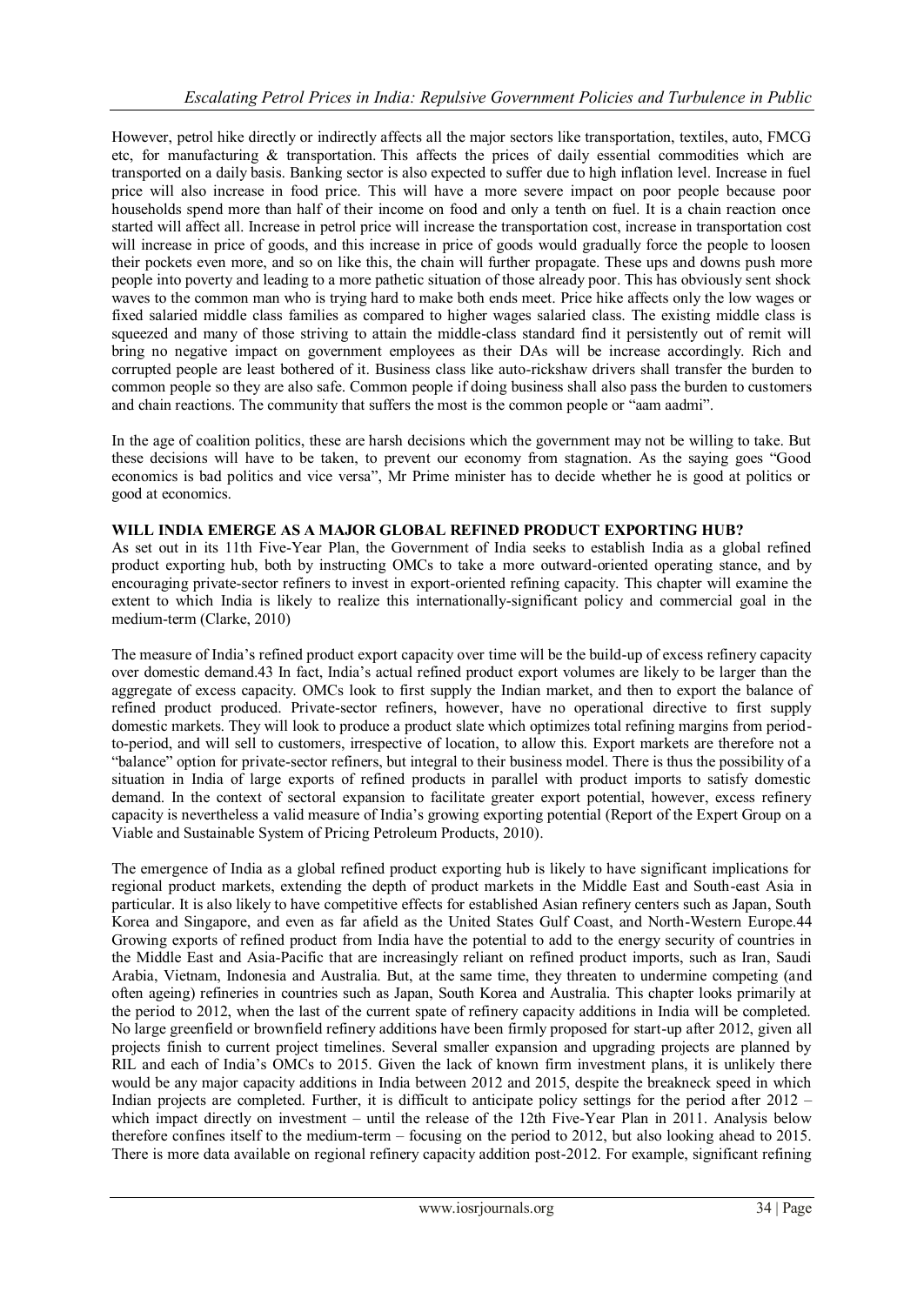However, petrol hike directly or indirectly affects all the major sectors like transportation, textiles, auto, FMCG etc, for manufacturing & transportation. This affects the prices of daily essential commodities which are transported on a daily basis. Banking sector is also expected to suffer due to high inflation level. Increase in fuel price will also increase in food price. This will have a more severe impact on poor people because poor households spend more than half of their income on food and only a tenth on fuel. It is a chain reaction once started will affect all. Increase in petrol price will increase the transportation cost, increase in transportation cost will increase in price of goods, and this increase in price of goods would gradually force the people to loosen their pockets even more, and so on like this, the chain will further propagate. These ups and downs push more people into poverty and leading to a more pathetic situation of those already poor. This has obviously sent shock waves to the common man who is trying hard to make both ends meet. Price hike affects only the low wages or fixed salaried middle class families as compared to higher wages salaried class. The existing middle class is squeezed and many of those striving to attain the middle-class standard find it persistently out of remit will bring no negative impact on government employees as their DAs will be increase accordingly. Rich and corrupted people are least bothered of it. Business class like auto-rickshaw drivers shall transfer the burden to common people so they are also safe. Common people if doing business shall also pass the burden to customers and chain reactions. The community that suffers the most is the common people or "aam aadmi".

In the age of coalition politics, these are harsh decisions which the government may not be willing to take. But these decisions will have to be taken, to prevent our economy from stagnation. As the saying goes "Good economics is bad politics and vice versa", Mr Prime minister has to decide whether he is good at politics or good at economics.

## WILL INDIA EMERGE AS A MAJOR GLOBAL REFINED PRODUCT EXPORTING HUB?

As set out in its 11th Five-Year Plan, the Government of India seeks to establish India as a global refined product exporting hub, both by instructing OMCs to take a more outward-oriented operating stance, and by encouraging private-sector refiners to invest in export-oriented refining capacity. This chapter will examine the extent to which India is likely to realize this internationally-significant policy and commercial goal in the medium-term (Clarke, 2010)

The measure of India's refined product export capacity over time will be the build-up of excess refinery capacity over domestic demand.43 In fact, India's actual refined product export volumes are likely to be larger than the aggregate of excess capacity. OMCs look to first supply the Indian market, and then to export the balance of refined product produced. Private-sector refiners, however, have no operational directive to first supply domestic markets. They will look to produce a product slate which optimizes total refining margins from period-to-period, and will sell to customers, irrespective of location, to allow this. Export markets are therefore not a "balance" option for private-sector refiners, but integral to their business model. There is thus the possibility of a situation in India of large exports of refined products in parallel with product imports to satisfy domestic demand. In the context of sectoral expansion to facilitate greater export potential, however, excess refinery capacity is nevertheless a valid measure of India's growing exporting potential (Report of the Expert Group on a Viable and Sustainable System of Pricing Petroleum Products, 2010).

The emergence of India as a global refined product exporting hub is likely to have significant implications for regional product markets, extending the depth of product markets in the Middle East and South-east Asia in particular. It is also likely to have competitive effects for established Asian refinery centers such as Japan, South Korea and Singapore, and even as far afield as the United States Gulf Coast, and North-Western Europe.44 Growing exports of refined product from India have the potential to add to the energy security of countries in the Middle East and Asia-Pacific that are increasingly reliant on refined product imports, such as Iran, Saudi Arabia, Vietnam, Indonesia and Australia. But, at the same time, they threaten to undermine competing (and often ageing) refineries in countries such as Japan, South Korea and Australia. This chapter looks primarily at the period to 2012, when the last of the current spate of refinery capacity additions in India will be completed. No large greenfield or brownfield refinery additions have been firmly proposed for start-up after 2012, given all projects finish to current project timelines. Several smaller expansion and upgrading projects are planned by RIL and each of India's OMCs to 2015. Given the lack of known firm investment plans, it is unlikely there would be any major capacity additions in India between 2012 and 2015, despite the breakneck speed in which Indian projects are completed. Further, it is difficult to anticipate policy settings for the period after 2012 – which impact directly on investment – until the release of the 12th Five-Year Plan in 2011. Analysis below therefore confines itself to the medium-term – focusing on the period to 2012, but also looking ahead to 2015. There is more data available on regional refinery capacity addition post-2012. For example, significant refining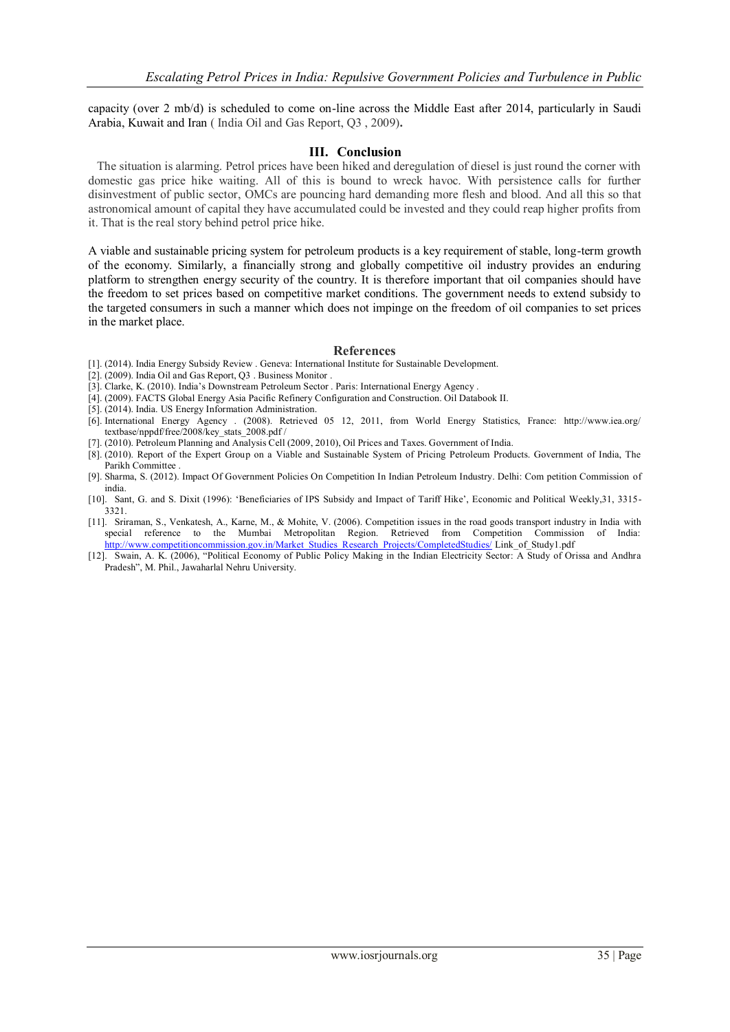capacity (over 2 mb/d) is scheduled to come on-line across the Middle East after 2014, particularly in Saudi Arabia, Kuwait and Iran ( India Oil and Gas Report, Q3 , 2009)**.**

## III. Conclusion

The situation is alarming. Petrol prices have been hiked and deregulation of diesel is just round the corner with domestic gas price hike waiting. All of this is bound to wreck havoc. With persistence calls for further disinvestment of public sector, OMCs are pouncing hard demanding more flesh and blood. And all this so that astronomical amount of capital they have accumulated could be invested and they could reap higher profits from it. That is the real story behind petrol price hike.

A viable and sustainable pricing system for petroleum products is a key requirement of stable, long-term growth of the economy. Similarly, a financially strong and globally competitive oil industry provides an enduring platform to strengthen energy security of the country. It is therefore important that oil companies should have the freedom to set prices based on competitive market conditions. The government needs to extend subsidy to the targeted consumers in such a manner which does not impinge on the freedom of oil companies to set prices in the market place.

## References

[1]. (2014). India Energy Subsidy Review . Geneva: International Institute for Sustainable Development.
[2]. (2009). India Oil and Gas Report, Q3 . Business Monitor .
[3]. Clarke, K. (2010). India's Downstream Petroleum Sector . Paris: International Energy Agency .
[4]. (2009). FACTS Global Energy Asia Pacific Refinery Configuration and Construction. Oil Databook II.
[5]. (2014). India. US Energy Information Administration.
[6]. International Energy Agency . (2008). Retrieved 05 12, 2011, from World Energy Statistics, France: http://www.iea.org/ textbase/nppdf/free/2008/key_stats_2008.pdf /
[7]. (2010). Petroleum Planning and Analysis Cell (2009, 2010), Oil Prices and Taxes. Government of India.
[8]. (2010). Report of the Expert Group on a Viable and Sustainable System of Pricing Petroleum Products. Government of India, The Parikh Committee .
[9]. Sharma, S. (2012). Impact Of Government Policies On Competition In Indian Petroleum Industry. Delhi: Com petition Commission of india.
[10]. Sant, G. and S. Dixit (1996): 'Beneficiaries of IPS Subsidy and Impact of Tariff Hike', Economic and Political Weekly,31, 3315-3321.
[11]. Sriraman, S., Venkatesh, A., Karne, M., & Mohite, V. (2006). Competition issues in the road goods transport industry in India with special reference to the Mumbai Metropolitan Region. Retrieved from Competition Commission of India: http://www.competitioncommission.gov.in/Market_Studies_Research_Projects/CompletedStudies/ Link_of_Study1.pdf
[12]. Swain, A. K. (2006), "Political Economy of Public Policy Making in the Indian Electricity Sector: A Study of Orissa and Andhra Pradesh", M. Phil., Jawaharlal Nehru University.